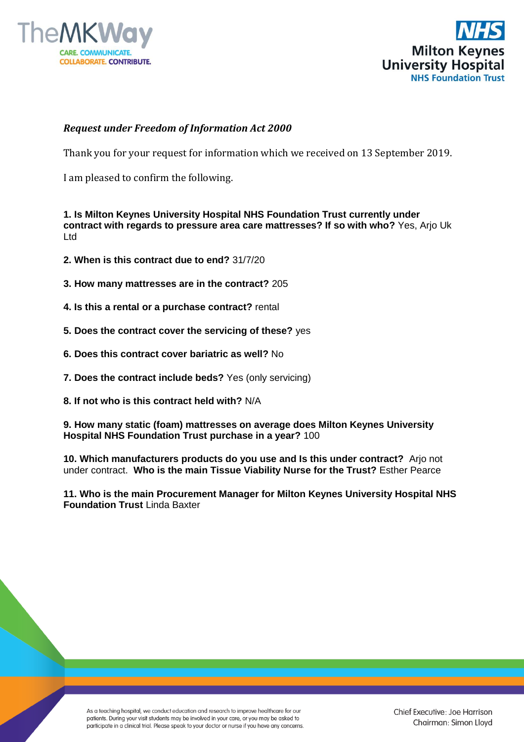*Request under Freedom of Information Act 2000*

Thank you for your request for information which we received on 13 September 2019.

I am pleased to confirm the following.

**1. Is Milton Keynes University Hospital NHS Foundation Trust currently under contract with regards to pressure area care mattresses? If so with who?** Yes, Arjo Uk Ltd

**2. When is this contract due to end?** 31/7/20

**3. How many mattresses are in the contract?** 205

**4. Is this a rental or a purchase contract?** rental

**5. Does the contract cover the servicing of these?** yes

**6. Does this contract cover bariatric as well?** No

**7. Does the contract include beds?** Yes (only servicing)

**8. If not who is this contract held with?** N/A

**9. How many static (foam) mattresses on average does Milton Keynes University Hospital NHS Foundation Trust purchase in a year?** 100

**10. Which manufacturers products do you use and Is this under contract?** Arjo not under contract. **Who is the main Tissue Viability Nurse for the Trust?** Esther Pearce

**11. Who is the main Procurement Manager for Milton Keynes University Hospital NHS Foundation Trust** Linda Baxter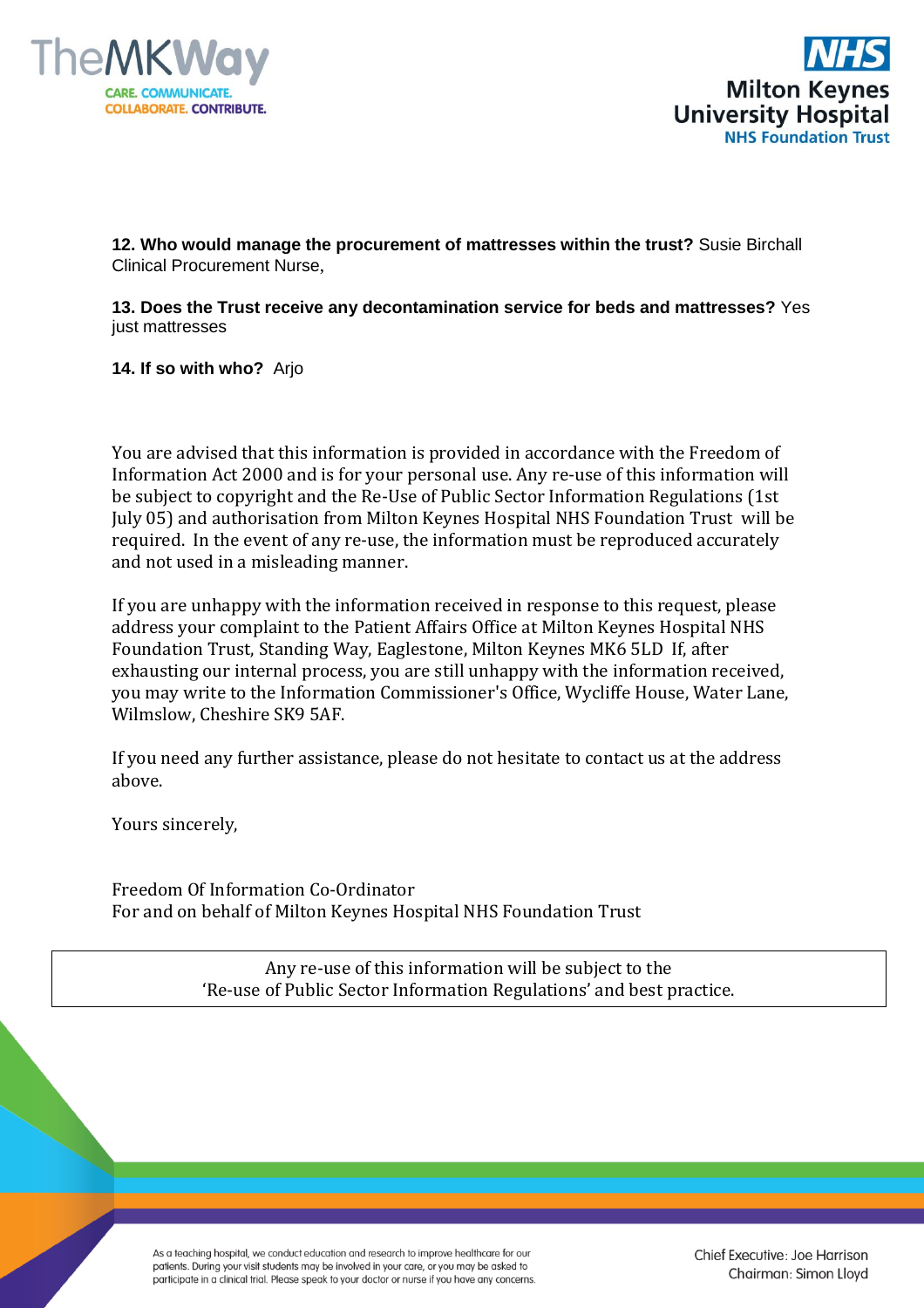**12. Who would manage the procurement of mattresses within the trust?** Susie Birchall Clinical Procurement Nurse,

**13. Does the Trust receive any decontamination service for beds and mattresses?** Yes just mattresses

**14. If so with who?** Arjo

You are advised that this information is provided in accordance with the Freedom of Information Act 2000 and is for your personal use. Any re-use of this information will be subject to copyright and the Re-Use of Public Sector Information Regulations (1st July 05) and authorisation from Milton Keynes Hospital NHS Foundation Trust will be required. In the event of any re-use, the information must be reproduced accurately and not used in a misleading manner.

If you are unhappy with the information received in response to this request, please address your complaint to the Patient Affairs Office at Milton Keynes Hospital NHS Foundation Trust, Standing Way, Eaglestone, Milton Keynes MK6 5LD If, after exhausting our internal process, you are still unhappy with the information received, you may write to the Information Commissioner's Office, Wycliffe House, Water Lane, Wilmslow, Cheshire SK9 5AF.

If you need any further assistance, please do not hesitate to contact us at the address above.

Yours sincerely,

Freedom Of Information Co-Ordinator
For and on behalf of Milton Keynes Hospital NHS Foundation Trust

Any re-use of this information will be subject to the
'Re-use of Public Sector Information Regulations' and best practice.